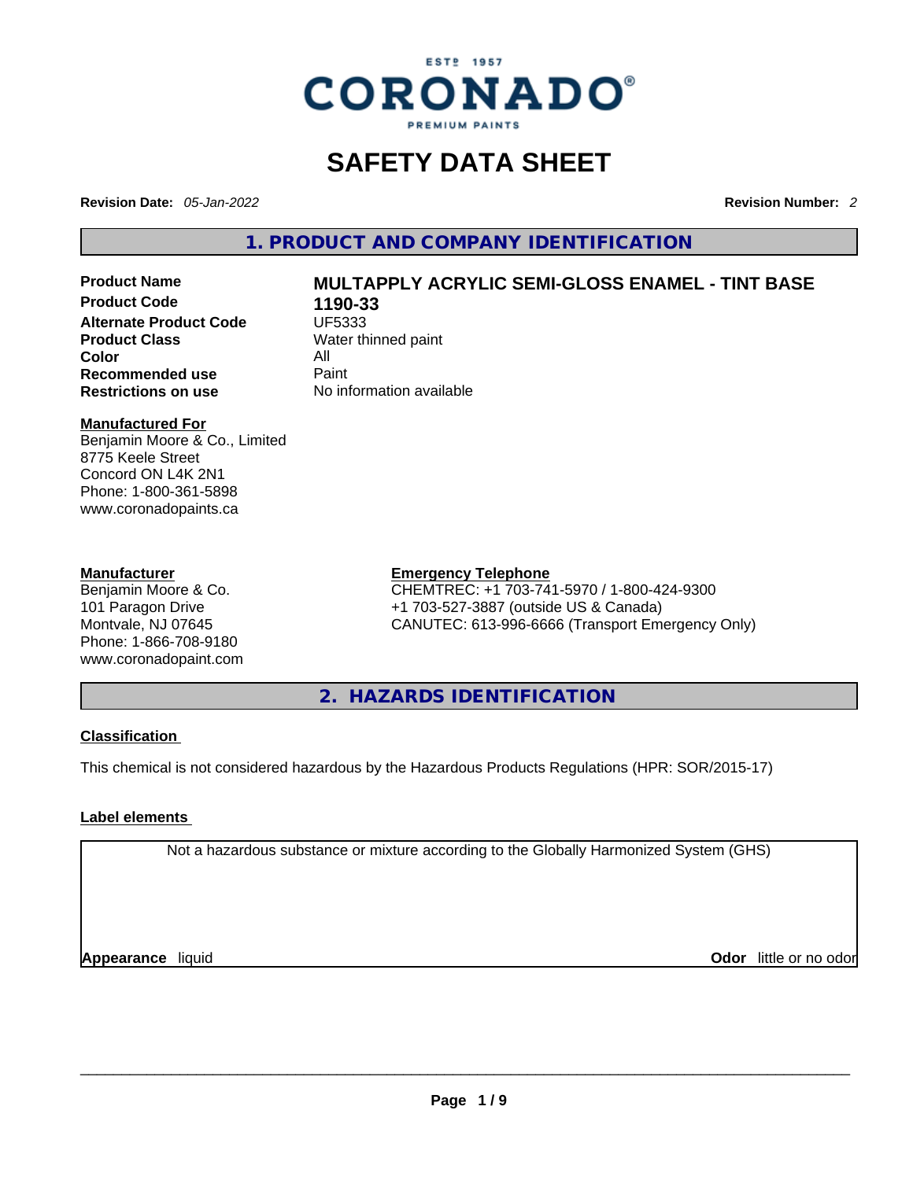ESTᴰ 1957

CORONADO®

PREMIUM PAINTS

# SAFETY DATA SHEET

**Revision Date:** *05-Jan-2022* **Revision Number:** *2*

## 1. PRODUCT AND COMPANY IDENTIFICATION

| | |
|---|---|
| **Product Name** | **MULTAPPLY ACRYLIC SEMI-GLOSS ENAMEL - TINT BASE** |
| **Product Code** | **1190-33** |
| **Alternate Product Code** | UF5333 |
| **Product Class** | Water thinned paint |
| **Color** | All |
| **Recommended use** | Paint |
| **Restrictions on use** | No information available |

**Manufactured For**
Benjamin Moore & Co., Limited
8775 Keele Street
Concord ON L4K 2N1
Phone: 1-800-361-5898
www.coronadopaints.ca

**Manufacturer**
Benjamin Moore & Co.
101 Paragon Drive
Montvale, NJ 07645
Phone: 1-866-708-9180
www.coronadopaint.com

**Emergency Telephone**
CHEMTREC: +1 703-741-5970 / 1-800-424-9300
+1 703-527-3887 (outside US & Canada)
CANUTEC: 613-996-6666 (Transport Emergency Only)

## 2. HAZARDS IDENTIFICATION

**Classification**

This chemical is not considered hazardous by the Hazardous Products Regulations (HPR: SOR/2015-17)

**Label elements**

Not a hazardous substance or mixture according to the Globally Harmonized System (GHS)

**Appearance** liquid **Odor** little or no odor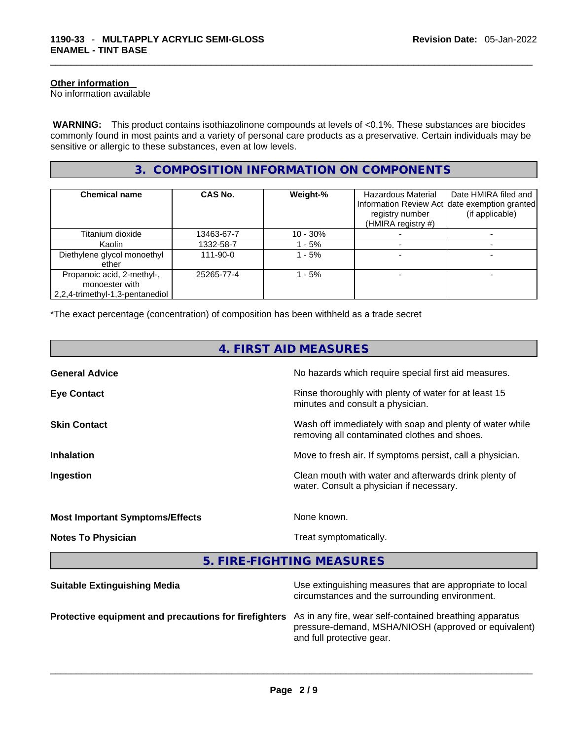**Other information**
No information available

**WARNING:** This product contains isothiazolinone compounds at levels of <0.1%. These substances are biocides commonly found in most paints and a variety of personal care products as a preservative. Certain individuals may be sensitive or allergic to these substances, even at low levels.

## 3. COMPOSITION INFORMATION ON COMPONENTS

| Chemical name | CAS No. | Weight-% | Hazardous Material Information Review Act registry number (HMIRA registry #) | Date HMIRA filed and date exemption granted (if applicable) |
|---|---|---|---|---|
| Titanium dioxide | 13463-67-7 | 10 - 30% | - | - |
| Kaolin | 1332-58-7 | 1 - 5% | - | - |
| Diethylene glycol monoethyl ether | 111-90-0 | 1 - 5% | - | - |
| Propanoic acid, 2-methyl-, monoester with 2,2,4-trimethyl-1,3-pentanediol | 25265-77-4 | 1 - 5% | - | - |

*The exact percentage (concentration) of composition has been withheld as a trade secret

## 4. FIRST AID MEASURES

**General Advice** No hazards which require special first aid measures.

**Eye Contact** Rinse thoroughly with plenty of water for at least 15 minutes and consult a physician.

**Skin Contact** Wash off immediately with soap and plenty of water while removing all contaminated clothes and shoes.

**Inhalation** Move to fresh air. If symptoms persist, call a physician.

**Ingestion** Clean mouth with water and afterwards drink plenty of water. Consult a physician if necessary.

**Most Important Symptoms/Effects** None known.

**Notes To Physician** Treat symptomatically.

## 5. FIRE-FIGHTING MEASURES

**Suitable Extinguishing Media** Use extinguishing measures that are appropriate to local circumstances and the surrounding environment.

**Protective equipment and precautions for firefighters** As in any fire, wear self-contained breathing apparatus pressure-demand, MSHA/NIOSH (approved or equivalent) and full protective gear.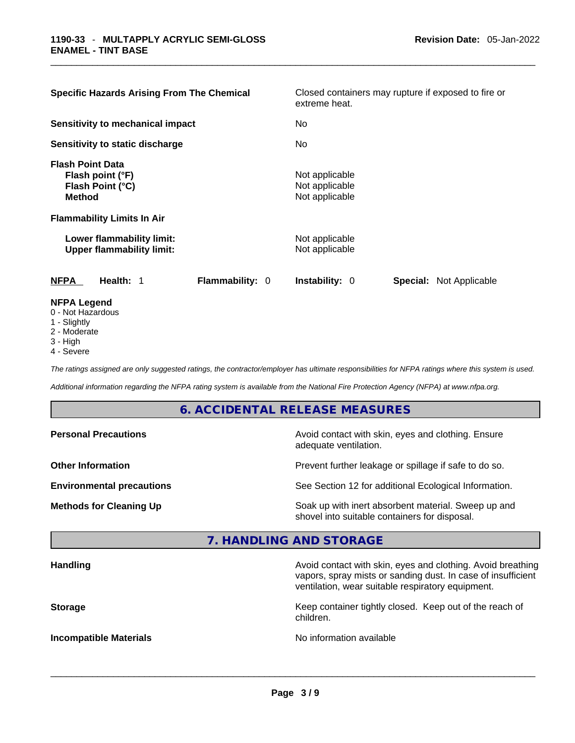| | |
|---|---|
| **Specific Hazards Arising From The Chemical** | Closed containers may rupture if exposed to fire or extreme heat. |
| **Sensitivity to mechanical impact** | No |
| **Sensitivity to static discharge** | No |

**Flash Point Data**

| | |
|---|---|
| **Flash point (°F)** | Not applicable |
| **Flash Point (°C)** | Not applicable |
| **Method** | Not applicable |

**Flammability Limits In Air**

| | |
|---|---|
| **Lower flammability limit:** | Not applicable |
| **Upper flammability limit:** | Not applicable |

| **NFPA** | **Health:** 1 | **Flammability:** 0 | **Instability:** 0 | **Special:** Not Applicable |
|---|---|---|---|---|

**NFPA Legend**

- 0 - Not Hazardous
- 1 - Slightly
- 2 - Moderate
- 3 - High
- 4 - Severe

*The ratings assigned are only suggested ratings, the contractor/employer has ultimate responsibilities for NFPA ratings where this system is used.*

*Additional information regarding the NFPA rating system is available from the National Fire Protection Agency (NFPA) at www.nfpa.org.*

## 6. ACCIDENTAL RELEASE MEASURES

| | |
|---|---|
| **Personal Precautions** | Avoid contact with skin, eyes and clothing. Ensure adequate ventilation. |
| **Other Information** | Prevent further leakage or spillage if safe to do so. |
| **Environmental precautions** | See Section 12 for additional Ecological Information. |
| **Methods for Cleaning Up** | Soak up with inert absorbent material. Sweep up and shovel into suitable containers for disposal. |

## 7. HANDLING AND STORAGE

| | |
|---|---|
| **Handling** | Avoid contact with skin, eyes and clothing. Avoid breathing vapors, spray mists or sanding dust. In case of insufficient ventilation, wear suitable respiratory equipment. |
| **Storage** | Keep container tightly closed. Keep out of the reach of children. |
| **Incompatible Materials** | No information available |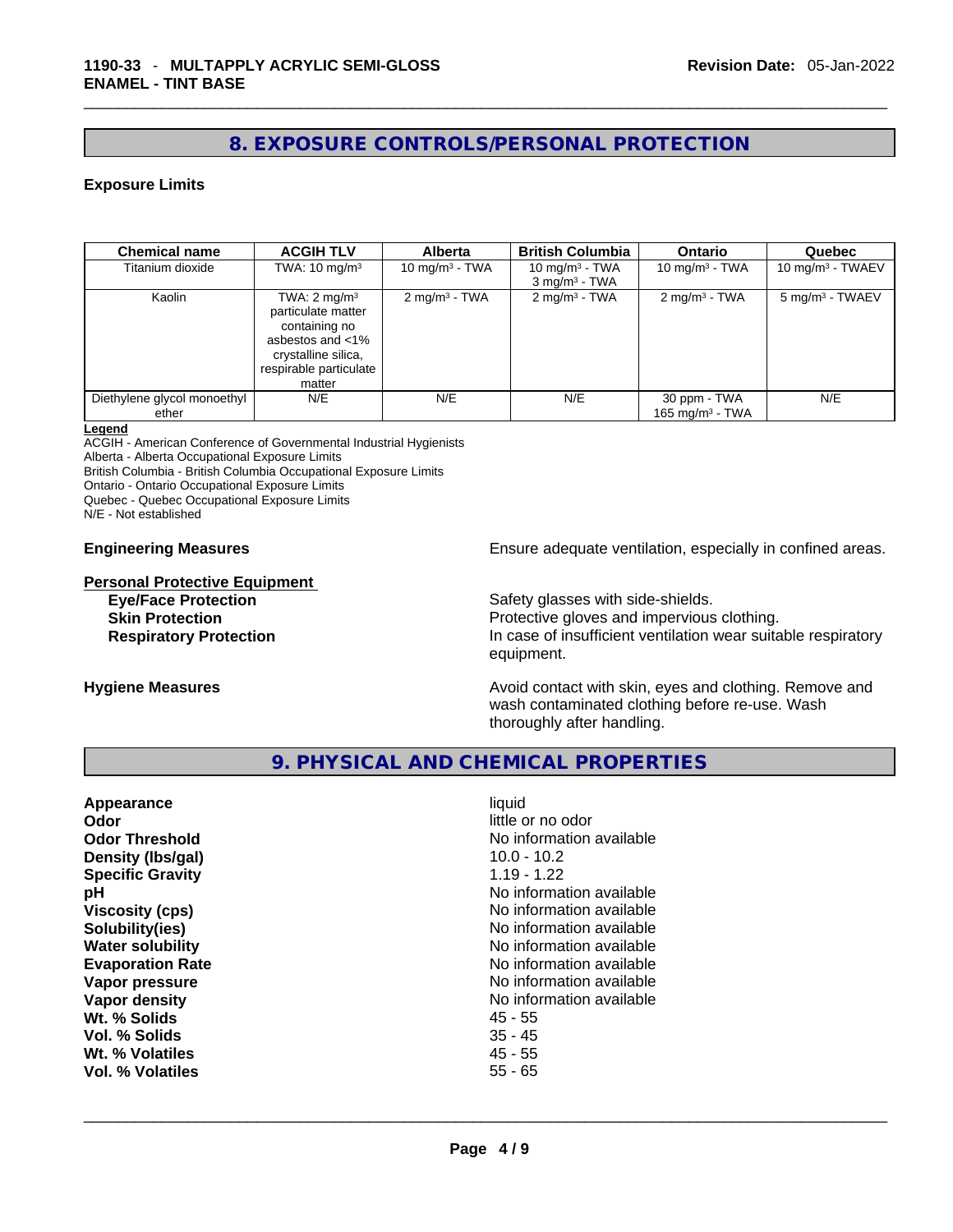## 8. EXPOSURE CONTROLS/PERSONAL PROTECTION

### Exposure Limits

| Chemical name | ACGIH TLV | Alberta | British Columbia | Ontario | Quebec |
|---|---|---|---|---|---|
| Titanium dioxide | TWA: 10 mg/m³ | 10 mg/m³ - TWA | 10 mg/m³ - TWA<br>3 mg/m³ - TWA | 10 mg/m³ - TWA | 10 mg/m³ - TWAEV |
| Kaolin | TWA: 2 mg/m³ particulate matter containing no asbestos and <1% crystalline silica, respirable particulate matter | 2 mg/m³ - TWA | 2 mg/m³ - TWA | 2 mg/m³ - TWA | 5 mg/m³ - TWAEV |
| Diethylene glycol monoethyl ether | N/E | N/E | N/E | 30 ppm - TWA<br>165 mg/m³ - TWA | N/E |

**Legend**
ACGIH - American Conference of Governmental Industrial Hygienists
Alberta - Alberta Occupational Exposure Limits
British Columbia - British Columbia Occupational Exposure Limits
Ontario - Ontario Occupational Exposure Limits
Quebec - Quebec Occupational Exposure Limits
N/E - Not established

**Engineering Measures** Ensure adequate ventilation, especially in confined areas.

**Personal Protective Equipment**

- **Eye/Face Protection** Safety glasses with side-shields.
- **Skin Protection** Protective gloves and impervious clothing.
- **Respiratory Protection** In case of insufficient ventilation wear suitable respiratory equipment.

**Hygiene Measures** Avoid contact with skin, eyes and clothing. Remove and wash contaminated clothing before re-use. Wash thoroughly after handling.

## 9. PHYSICAL AND CHEMICAL PROPERTIES

| Property | Value |
|---|---|
| **Appearance** | liquid |
| **Odor** | little or no odor |
| **Odor Threshold** | No information available |
| **Density (lbs/gal)** | 10.0 - 10.2 |
| **Specific Gravity** | 1.19 - 1.22 |
| **pH** | No information available |
| **Viscosity (cps)** | No information available |
| **Solubility(ies)** | No information available |
| **Water solubility** | No information available |
| **Evaporation Rate** | No information available |
| **Vapor pressure** | No information available |
| **Vapor density** | No information available |
| **Wt. % Solids** | 45 - 55 |
| **Vol. % Solids** | 35 - 45 |
| **Wt. % Volatiles** | 45 - 55 |
| **Vol. % Volatiles** | 55 - 65 |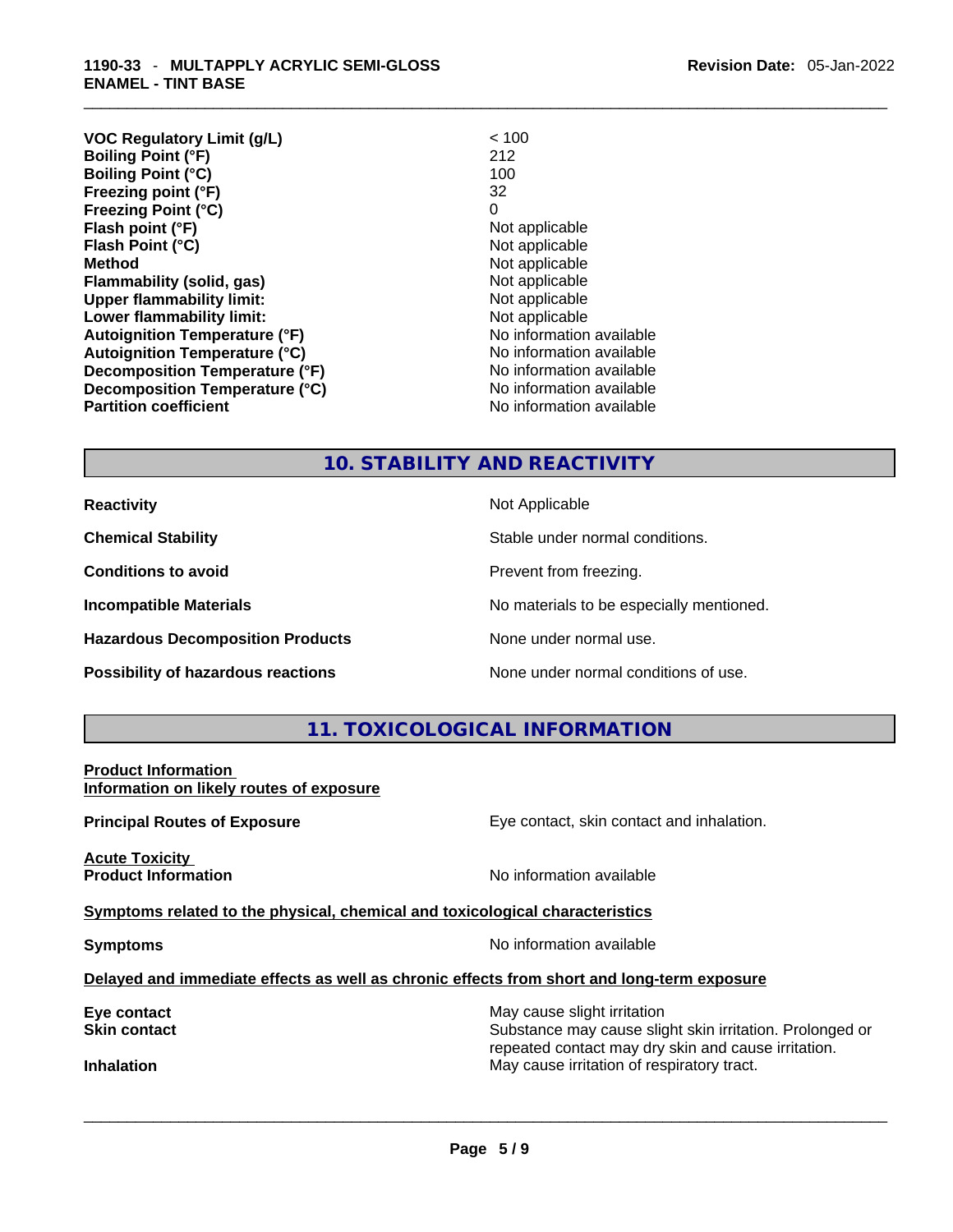| | |
|---|---|
| **VOC Regulatory Limit (g/L)** | < 100 |
| **Boiling Point (°F)** | 212 |
| **Boiling Point (°C)** | 100 |
| **Freezing point (°F)** | 32 |
| **Freezing Point (°C)** | 0 |
| **Flash point (°F)** | Not applicable |
| **Flash Point (°C)** | Not applicable |
| **Method** | Not applicable |
| **Flammability (solid, gas)** | Not applicable |
| **Upper flammability limit:** | Not applicable |
| **Lower flammability limit:** | Not applicable |
| **Autoignition Temperature (°F)** | No information available |
| **Autoignition Temperature (°C)** | No information available |
| **Decomposition Temperature (°F)** | No information available |
| **Decomposition Temperature (°C)** | No information available |
| **Partition coefficient** | No information available |

## 10. STABILITY AND REACTIVITY

| | |
|---|---|
| **Reactivity** | Not Applicable |
| **Chemical Stability** | Stable under normal conditions. |
| **Conditions to avoid** | Prevent from freezing. |
| **Incompatible Materials** | No materials to be especially mentioned. |
| **Hazardous Decomposition Products** | None under normal use. |
| **Possibility of hazardous reactions** | None under normal conditions of use. |

## 11. TOXICOLOGICAL INFORMATION

**Product Information**
**Information on likely routes of exposure**

**Principal Routes of Exposure** — Eye contact, skin contact and inhalation.

**Acute Toxicity**
**Product Information** — No information available

**Symptoms related to the physical, chemical and toxicological characteristics**

**Symptoms** — No information available

**Delayed and immediate effects as well as chronic effects from short and long-term exposure**

| | |
|---|---|
| **Eye contact** | May cause slight irritation |
| **Skin contact** | Substance may cause slight skin irritation. Prolonged or repeated contact may dry skin and cause irritation. |
| **Inhalation** | May cause irritation of respiratory tract. |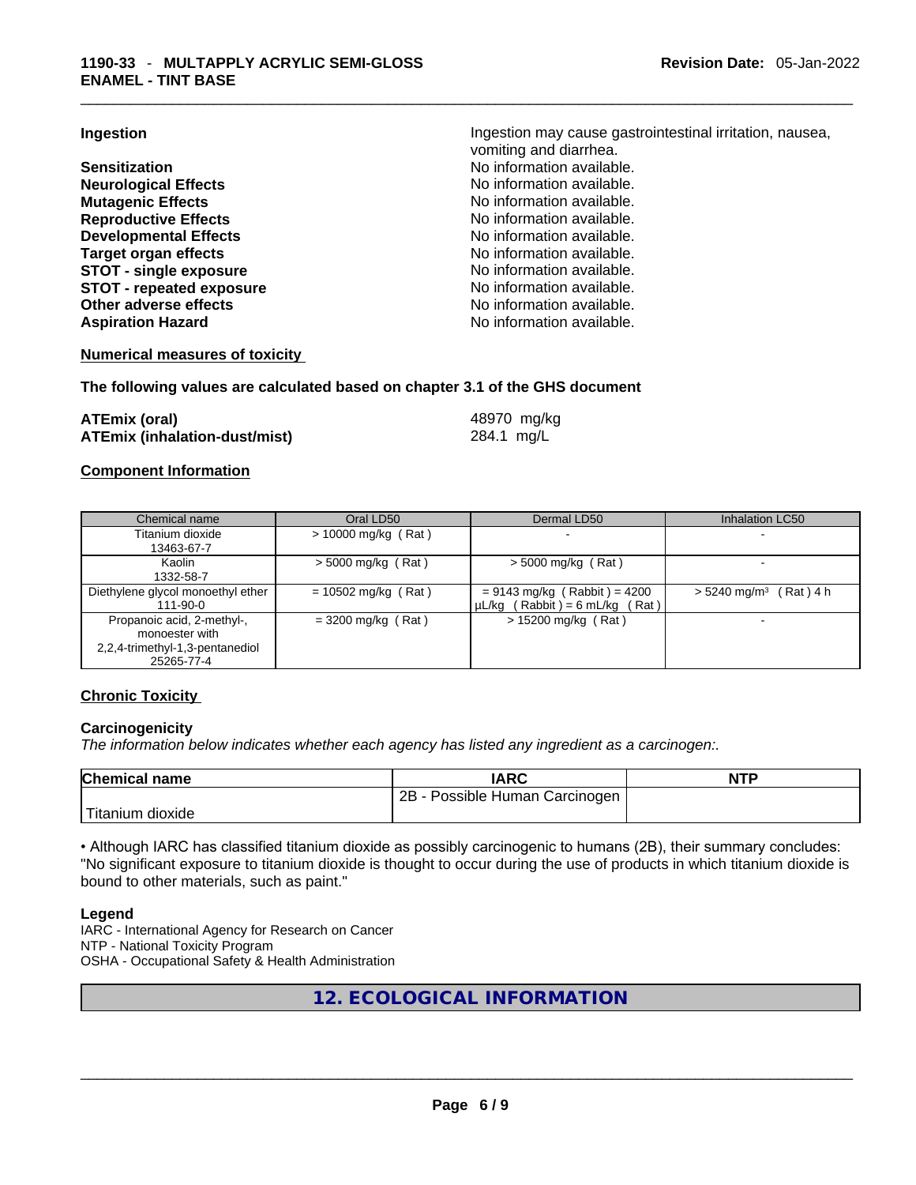**Ingestion** Ingestion may cause gastrointestinal irritation, nausea, vomiting and diarrhea.

| | |
|---|---|
| **Sensitization** | No information available. |
| **Neurological Effects** | No information available. |
| **Mutagenic Effects** | No information available. |
| **Reproductive Effects** | No information available. |
| **Developmental Effects** | No information available. |
| **Target organ effects** | No information available. |
| **STOT - single exposure** | No information available. |
| **STOT - repeated exposure** | No information available. |
| **Other adverse effects** | No information available. |
| **Aspiration Hazard** | No information available. |

**Numerical measures of toxicity**

**The following values are calculated based on chapter 3.1 of the GHS document**

| | |
|---|---|
| **ATEmix (oral)** | 48970 mg/kg |
| **ATEmix (inhalation-dust/mist)** | 284.1 mg/L |

**Component Information**

| Chemical name | Oral LD50 | Dermal LD50 | Inhalation LC50 |
|---|---|---|---|
| Titanium dioxide 13463-67-7 | > 10000 mg/kg ( Rat ) | - | - |
| Kaolin 1332-58-7 | > 5000 mg/kg ( Rat ) | > 5000 mg/kg ( Rat ) | - |
| Diethylene glycol monoethyl ether 111-90-0 | = 10502 mg/kg ( Rat ) | = 9143 mg/kg ( Rabbit ) = 4200 µL/kg ( Rabbit ) = 6 mL/kg ( Rat ) | > 5240 mg/m³ ( Rat ) 4 h |
| Propanoic acid, 2-methyl-, monoester with 2,2,4-trimethyl-1,3-pentanediol 25265-77-4 | = 3200 mg/kg ( Rat ) | > 15200 mg/kg ( Rat ) | - |

**Chronic Toxicity**

**Carcinogenicity**

*The information below indicates whether each agency has listed any ingredient as a carcinogen:.*

| Chemical name | IARC | NTP |
|---|---|---|
| Titanium dioxide | 2B - Possible Human Carcinogen | |

• Although IARC has classified titanium dioxide as possibly carcinogenic to humans (2B), their summary concludes: "No significant exposure to titanium dioxide is thought to occur during the use of products in which titanium dioxide is bound to other materials, such as paint."

**Legend**

IARC - International Agency for Research on Cancer
NTP - National Toxicity Program
OSHA - Occupational Safety & Health Administration

## 12. ECOLOGICAL INFORMATION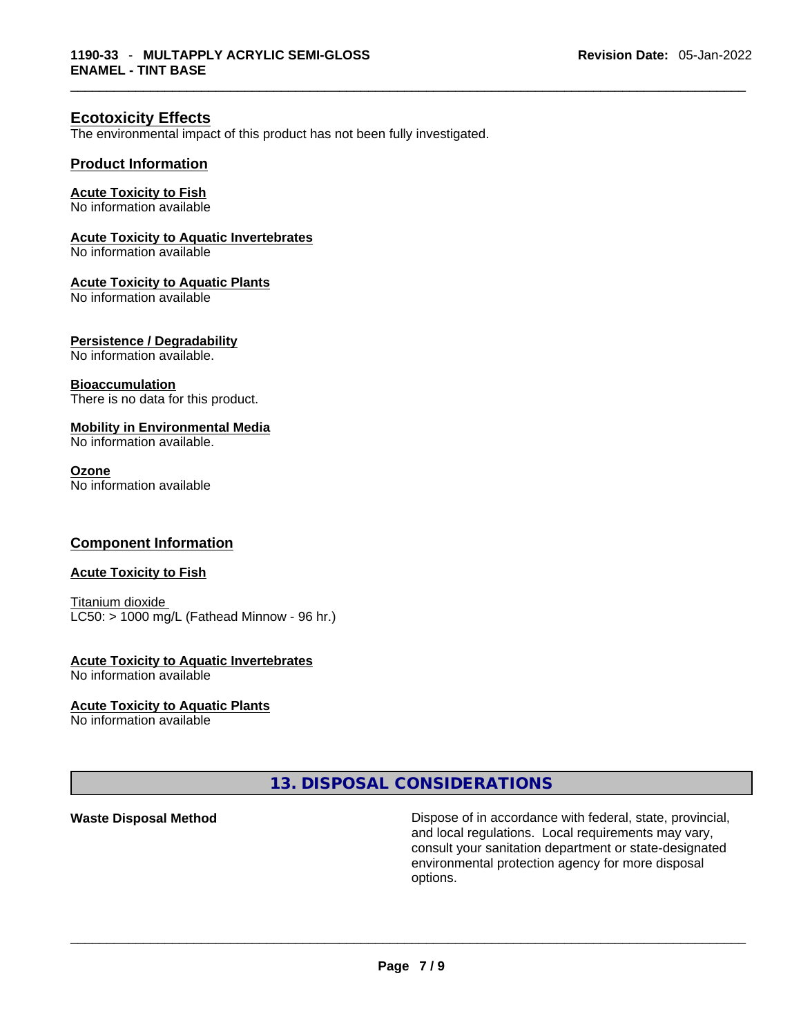## Ecotoxicity Effects

The environmental impact of this product has not been fully investigated.

### Product Information

**Acute Toxicity to Fish**
No information available

**Acute Toxicity to Aquatic Invertebrates**
No information available

**Acute Toxicity to Aquatic Plants**
No information available

**Persistence / Degradability**
No information available.

**Bioaccumulation**
There is no data for this product.

**Mobility in Environmental Media**
No information available.

**Ozone**
No information available

### Component Information

**Acute Toxicity to Fish**

Titanium dioxide
LC50: > 1000 mg/L (Fathead Minnow - 96 hr.)

**Acute Toxicity to Aquatic Invertebrates**
No information available

**Acute Toxicity to Aquatic Plants**
No information available

## 13. DISPOSAL CONSIDERATIONS

| | |
|---|---|
| **Waste Disposal Method** | Dispose of in accordance with federal, state, provincial, and local regulations. Local requirements may vary, consult your sanitation department or state-designated environmental protection agency for more disposal options. |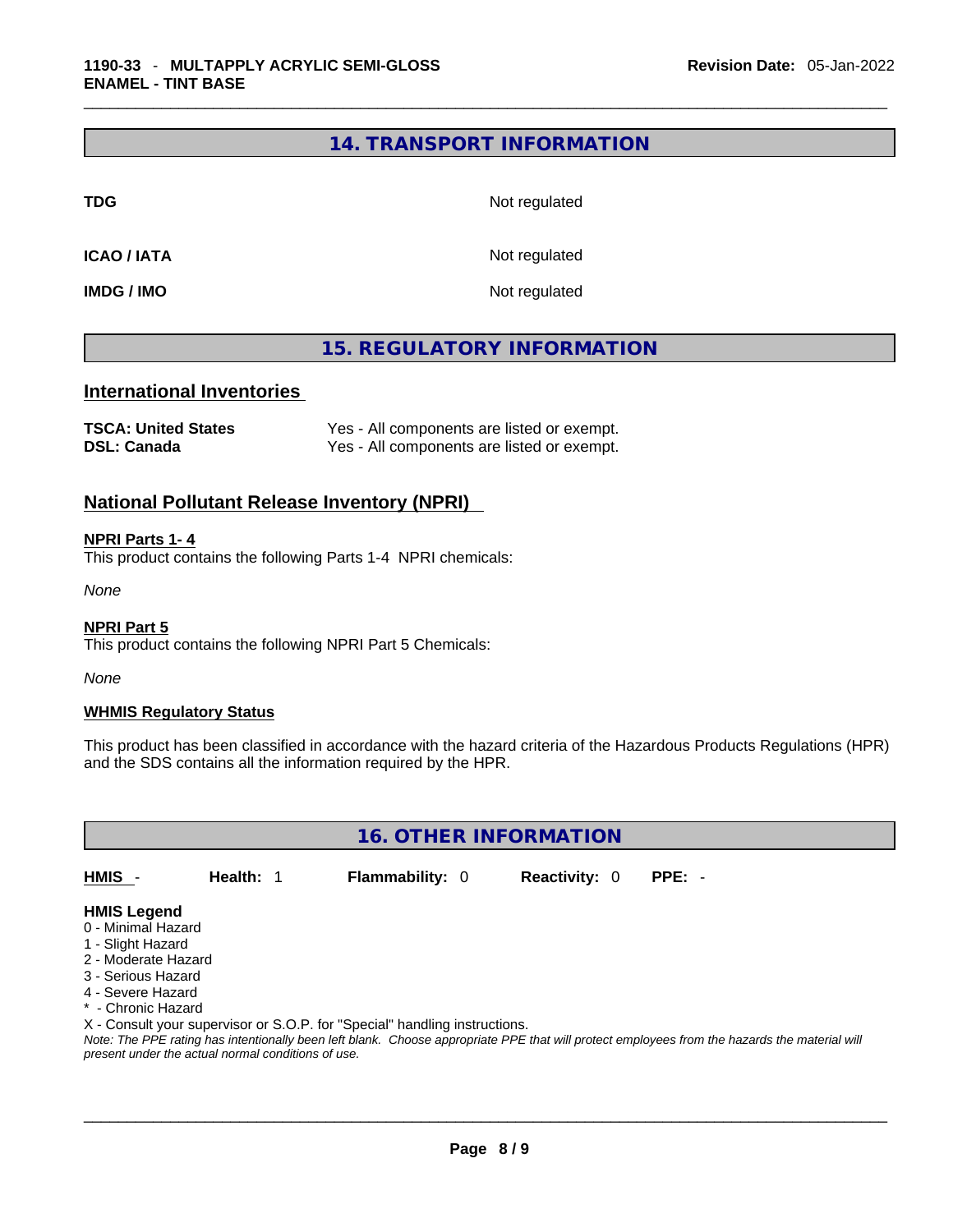## 14. TRANSPORT INFORMATION

| | |
|---|---|
| **TDG** | Not regulated |
| **ICAO / IATA** | Not regulated |
| **IMDG / IMO** | Not regulated |

## 15. REGULATORY INFORMATION

### International Inventories

| | |
|---|---|
| **TSCA: United States** | Yes - All components are listed or exempt. |
| **DSL: Canada** | Yes - All components are listed or exempt. |

### National Pollutant Release Inventory (NPRI)

**NPRI Parts 1- 4**

This product contains the following Parts 1-4 NPRI chemicals:

*None*

**NPRI Part 5**

This product contains the following NPRI Part 5 Chemicals:

*None*

**WHMIS Regulatory Status**

This product has been classified in accordance with the hazard criteria of the Hazardous Products Regulations (HPR) and the SDS contains all the information required by the HPR.

## 16. OTHER INFORMATION

**HMIS** - **Health:** 1 **Flammability:** 0 **Reactivity:** 0 **PPE:** -

**HMIS Legend**

0 - Minimal Hazard
1 - Slight Hazard
2 - Moderate Hazard
3 - Serious Hazard
4 - Severe Hazard
* - Chronic Hazard
X - Consult your supervisor or S.O.P. for "Special" handling instructions.

*Note: The PPE rating has intentionally been left blank. Choose appropriate PPE that will protect employees from the hazards the material will present under the actual normal conditions of use.*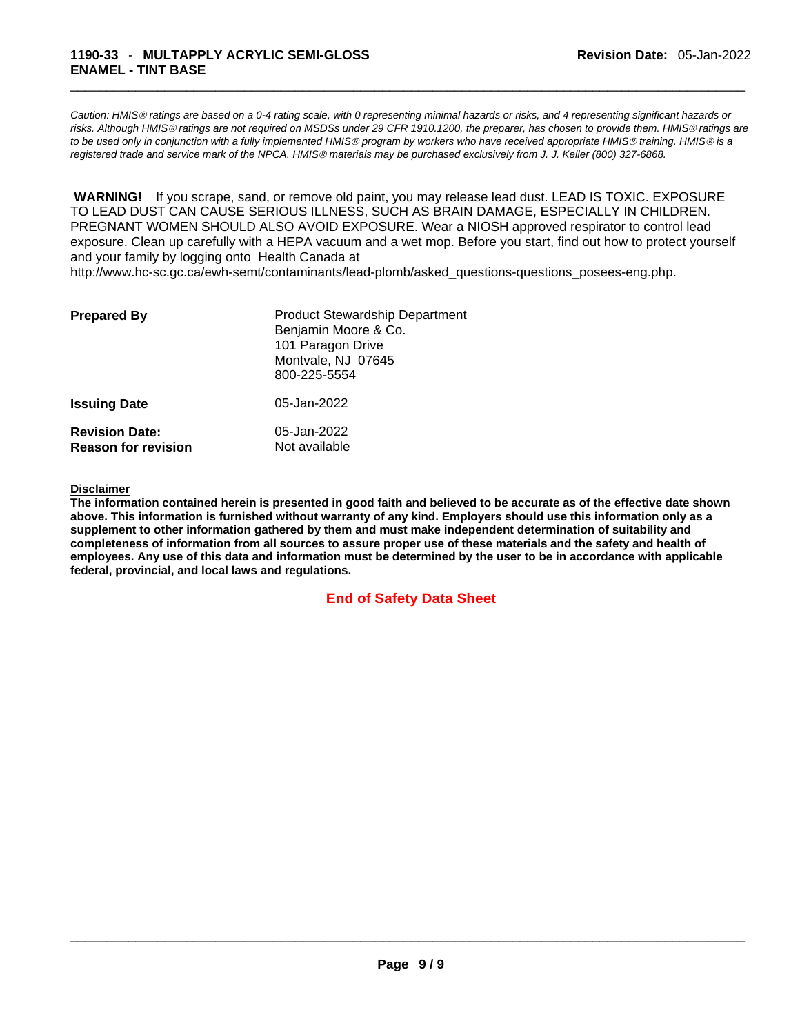*Caution: HMIS® ratings are based on a 0-4 rating scale, with 0 representing minimal hazards or risks, and 4 representing significant hazards or risks. Although HMIS® ratings are not required on MSDSs under 29 CFR 1910.1200, the preparer, has chosen to provide them. HMIS® ratings are to be used only in conjunction with a fully implemented HMIS® program by workers who have received appropriate HMIS® training. HMIS® is a registered trade and service mark of the NPCA. HMIS® materials may be purchased exclusively from J. J. Keller (800) 327-6868.*

**WARNING!** If you scrape, sand, or remove old paint, you may release lead dust. LEAD IS TOXIC. EXPOSURE TO LEAD DUST CAN CAUSE SERIOUS ILLNESS, SUCH AS BRAIN DAMAGE, ESPECIALLY IN CHILDREN. PREGNANT WOMEN SHOULD ALSO AVOID EXPOSURE. Wear a NIOSH approved respirator to control lead exposure. Clean up carefully with a HEPA vacuum and a wet mop. Before you start, find out how to protect yourself and your family by logging onto Health Canada at http://www.hc-sc.gc.ca/ewh-semt/contaminants/lead-plomb/asked_questions-questions_posees-eng.php.

| | |
|---|---|
| **Prepared By** | Product Stewardship Department<br>Benjamin Moore & Co.<br>101 Paragon Drive<br>Montvale, NJ 07645<br>800-225-5554 |
| **Issuing Date** | 05-Jan-2022 |
| **Revision Date:** | 05-Jan-2022 |
| **Reason for revision** | Not available |

**Disclaimer**

**The information contained herein is presented in good faith and believed to be accurate as of the effective date shown above. This information is furnished without warranty of any kind. Employers should use this information only as a supplement to other information gathered by them and must make independent determination of suitability and completeness of information from all sources to assure proper use of these materials and the safety and health of employees. Any use of this data and information must be determined by the user to be in accordance with applicable federal, provincial, and local laws and regulations.**

**End of Safety Data Sheet**